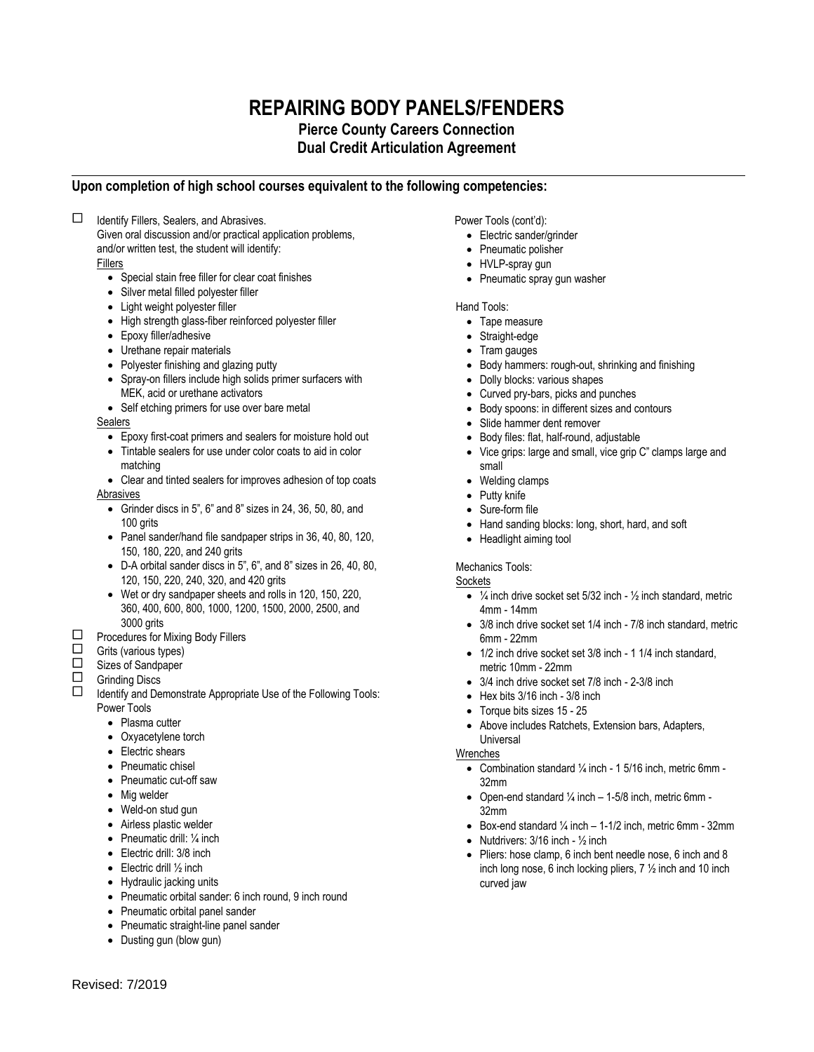# REPAIRING BODY PANELS/FENDERS

## Pierce County Careers Connection
## Dual Credit Articulation Agreement

---

### Upon completion of high school courses equivalent to the following competencies:

- ☐ Identify Fillers, Sealers, and Abrasives.
  Given oral discussion and/or practical application problems, and/or written test, the student will identify:

  Fillers
  - Special stain free filler for clear coat finishes
  - Silver metal filled polyester filler
  - Light weight polyester filler
  - High strength glass-fiber reinforced polyester filler
  - Epoxy filler/adhesive
  - Urethane repair materials
  - Polyester finishing and glazing putty
  - Spray-on fillers include high solids primer surfacers with MEK, acid or urethane activators
  - Self etching primers for use over bare metal

  Sealers
  - Epoxy first-coat primers and sealers for moisture hold out
  - Tintable sealers for use under color coats to aid in color matching
  - Clear and tinted sealers for improves adhesion of top coats

  Abrasives
  - Grinder discs in 5", 6" and 8" sizes in 24, 36, 50, 80, and 100 grits
  - Panel sander/hand file sandpaper strips in 36, 40, 80, 120, 150, 180, 220, and 240 grits
  - D-A orbital sander discs in 5", 6", and 8" sizes in 26, 40, 80, 120, 150, 220, 240, 320, and 420 grits
  - Wet or dry sandpaper sheets and rolls in 120, 150, 220, 360, 400, 600, 800, 1000, 1200, 1500, 2000, 2500, and 3000 grits
- ☐ Procedures for Mixing Body Fillers
- ☐ Grits (various types)
- ☐ Sizes of Sandpaper
- ☐ Grinding Discs
- ☐ Identify and Demonstrate Appropriate Use of the Following Tools:

  Power Tools
  - Plasma cutter
  - Oxyacetylene torch
  - Electric shears
  - Pneumatic chisel
  - Pneumatic cut-off saw
  - Mig welder
  - Weld-on stud gun
  - Airless plastic welder
  - Pneumatic drill: ¼ inch
  - Electric drill: 3/8 inch
  - Electric drill ½ inch
  - Hydraulic jacking units
  - Pneumatic orbital sander: 6 inch round, 9 inch round
  - Pneumatic orbital panel sander
  - Pneumatic straight-line panel sander
  - Dusting gun (blow gun)

  Power Tools (cont'd):
  - Electric sander/grinder
  - Pneumatic polisher
  - HVLP-spray gun
  - Pneumatic spray gun washer

  Hand Tools:
  - Tape measure
  - Straight-edge
  - Tram gauges
  - Body hammers: rough-out, shrinking and finishing
  - Dolly blocks: various shapes
  - Curved pry-bars, picks and punches
  - Body spoons: in different sizes and contours
  - Slide hammer dent remover
  - Body files: flat, half-round, adjustable
  - Vice grips: large and small, vice grip C" clamps large and small
  - Welding clamps
  - Putty knife
  - Sure-form file
  - Hand sanding blocks: long, short, hard, and soft
  - Headlight aiming tool

  Mechanics Tools:

  Sockets
  - ¼ inch drive socket set 5/32 inch - ½ inch standard, metric 4mm - 14mm
  - 3/8 inch drive socket set 1/4 inch - 7/8 inch standard, metric 6mm - 22mm
  - 1/2 inch drive socket set 3/8 inch - 1 1/4 inch standard, metric 10mm - 22mm
  - 3/4 inch drive socket set 7/8 inch - 2-3/8 inch
  - Hex bits 3/16 inch - 3/8 inch
  - Torque bits sizes 15 - 25
  - Above includes Ratchets, Extension bars, Adapters, Universal

  Wrenches
  - Combination standard ¼ inch - 1 5/16 inch, metric 6mm - 32mm
  - Open-end standard ¼ inch – 1-5/8 inch, metric 6mm - 32mm
  - Box-end standard ¼ inch – 1-1/2 inch, metric 6mm - 32mm
  - Nutdrivers: 3/16 inch - ½ inch
  - Pliers: hose clamp, 6 inch bent needle nose, 6 inch and 8 inch long nose, 6 inch locking pliers, 7 ½ inch and 10 inch curved jaw

Revised: 7/2019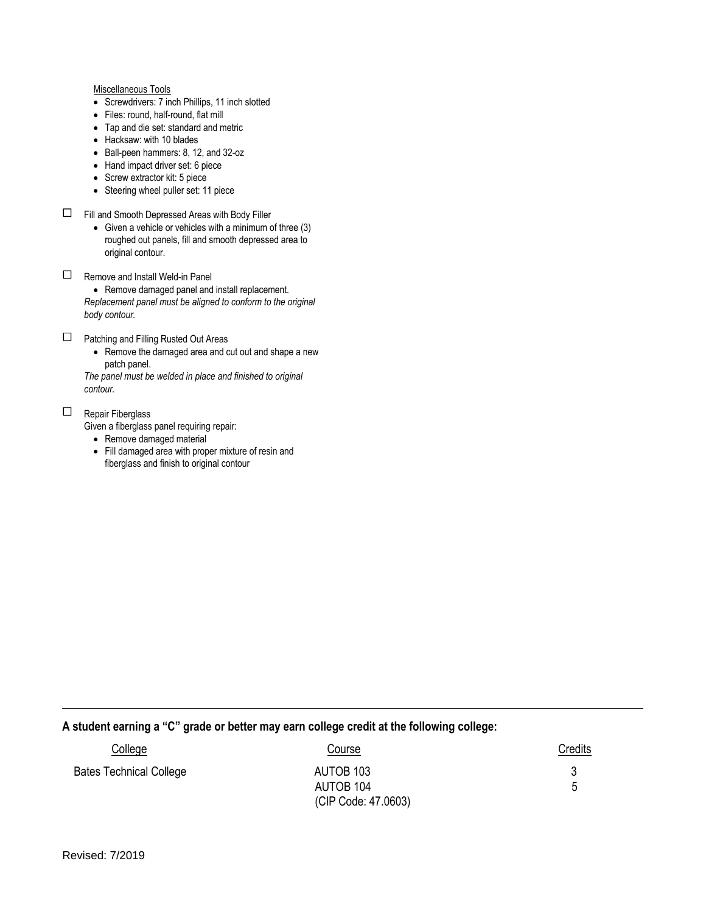Miscellaneous Tools

- Screwdrivers: 7 inch Phillips, 11 inch slotted
- Files: round, half-round, flat mill
- Tap and die set: standard and metric
- Hacksaw: with 10 blades
- Ball-peen hammers: 8, 12, and 32-oz
- Hand impact driver set: 6 piece
- Screw extractor kit: 5 piece
- Steering wheel puller set: 11 piece

☐ Fill and Smooth Depressed Areas with Body Filler
- Given a vehicle or vehicles with a minimum of three (3) roughed out panels, fill and smooth depressed area to original contour.

☐ Remove and Install Weld-in Panel
- Remove damaged panel and install replacement.

*Replacement panel must be aligned to conform to the original body contour.*

☐ Patching and Filling Rusted Out Areas
- Remove the damaged area and cut out and shape a new patch panel.

*The panel must be welded in place and finished to original contour.*

☐ Repair Fiberglass

Given a fiberglass panel requiring repair:
- Remove damaged material
- Fill damaged area with proper mixture of resin and fiberglass and finish to original contour

---

**A student earning a "C" grade or better may earn college credit at the following college:**

| College | Course | Credits |
|---|---|---|
| Bates Technical College | AUTOB 103 | 3 |
| | AUTOB 104 | 5 |
| | (CIP Code: 47.0603) | |

Revised: 7/2019